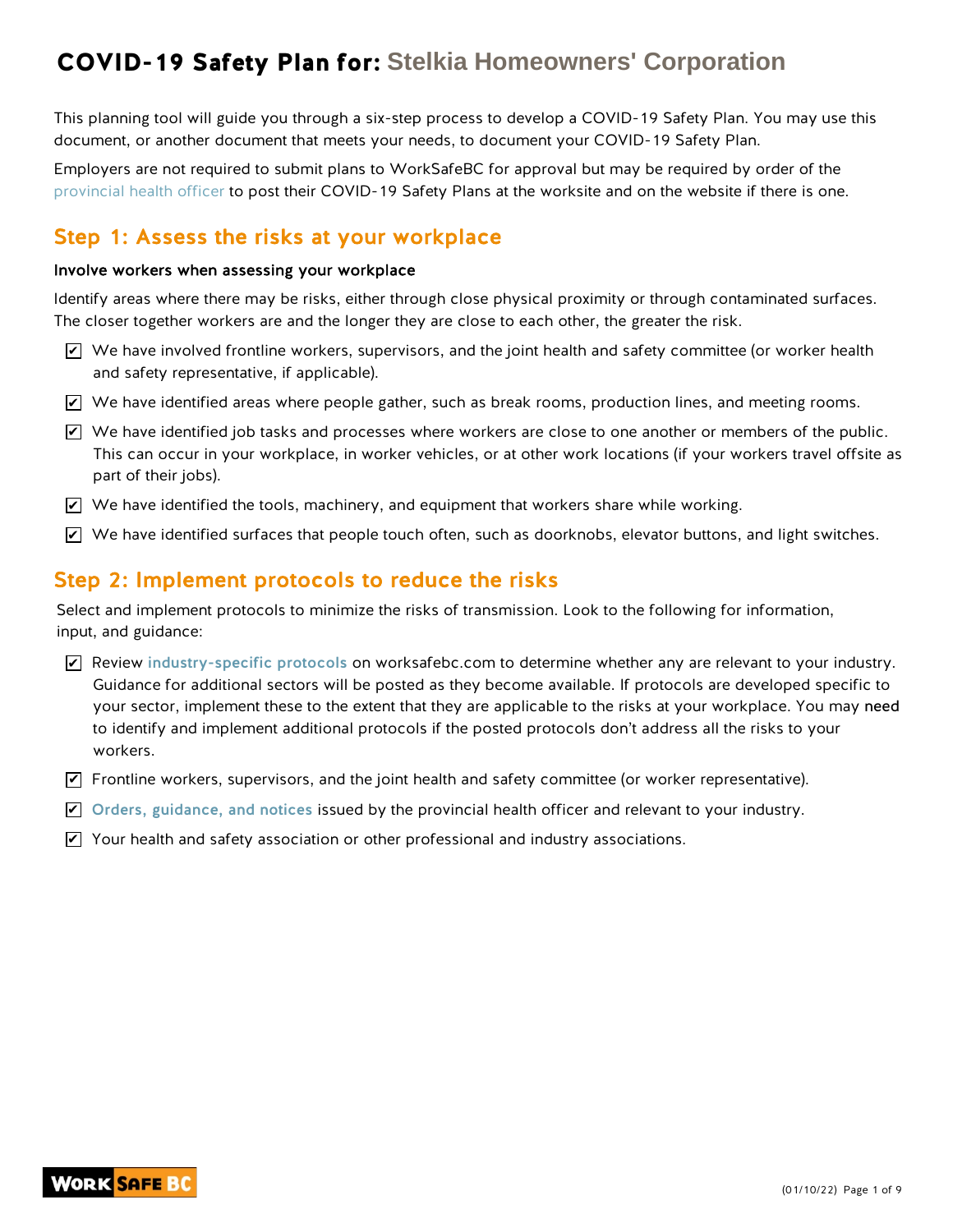# COVID-19 Safety Plan for: Stelkia Homeowners' Corporation

This planning tool will guide you through a six-step process to develop a COVID-19 Safety Plan. You may use this document, or another document that meets your needs, to document your COVID-19 Safety Plan.

Employers are not required to submit plans to WorkSafeBC for approval but may be required by order of the provincial health officer to post their COVID-19 Safety Plans at the worksite and on the website if there is one.

## Step 1: Assess the risks at your workplace

**Involve workers when assessing your workplace**

Identify areas where there may be risks, either through close physical proximity or through contaminated surfaces. The closer together workers are and the longer they are close to each other, the greater the risk.

- [x] We have involved frontline workers, supervisors, and the joint health and safety committee (or worker health and safety representative, if applicable).
- [x] We have identified areas where people gather, such as break rooms, production lines, and meeting rooms.
- [x] We have identified job tasks and processes where workers are close to one another or members of the public. This can occur in your workplace, in worker vehicles, or at other work locations (if your workers travel offsite as part of their jobs).
- [x] We have identified the tools, machinery, and equipment that workers share while working.
- [x] We have identified surfaces that people touch often, such as doorknobs, elevator buttons, and light switches.

## Step 2: Implement protocols to reduce the risks

Select and implement protocols to minimize the risks of transmission. Look to the following for information, input, and guidance:

- [x] Review **industry-specific protocols** on worksafebc.com to determine whether any are relevant to your industry. Guidance for additional sectors will be posted as they become available. If protocols are developed specific to your sector, implement these to the extent that they are applicable to the risks at your workplace. You may need to identify and implement additional protocols if the posted protocols don't address all the risks to your workers.
- [x] Frontline workers, supervisors, and the joint health and safety committee (or worker representative).
- [x] **Orders, guidance, and notices** issued by the provincial health officer and relevant to your industry.
- [x] Your health and safety association or other professional and industry associations.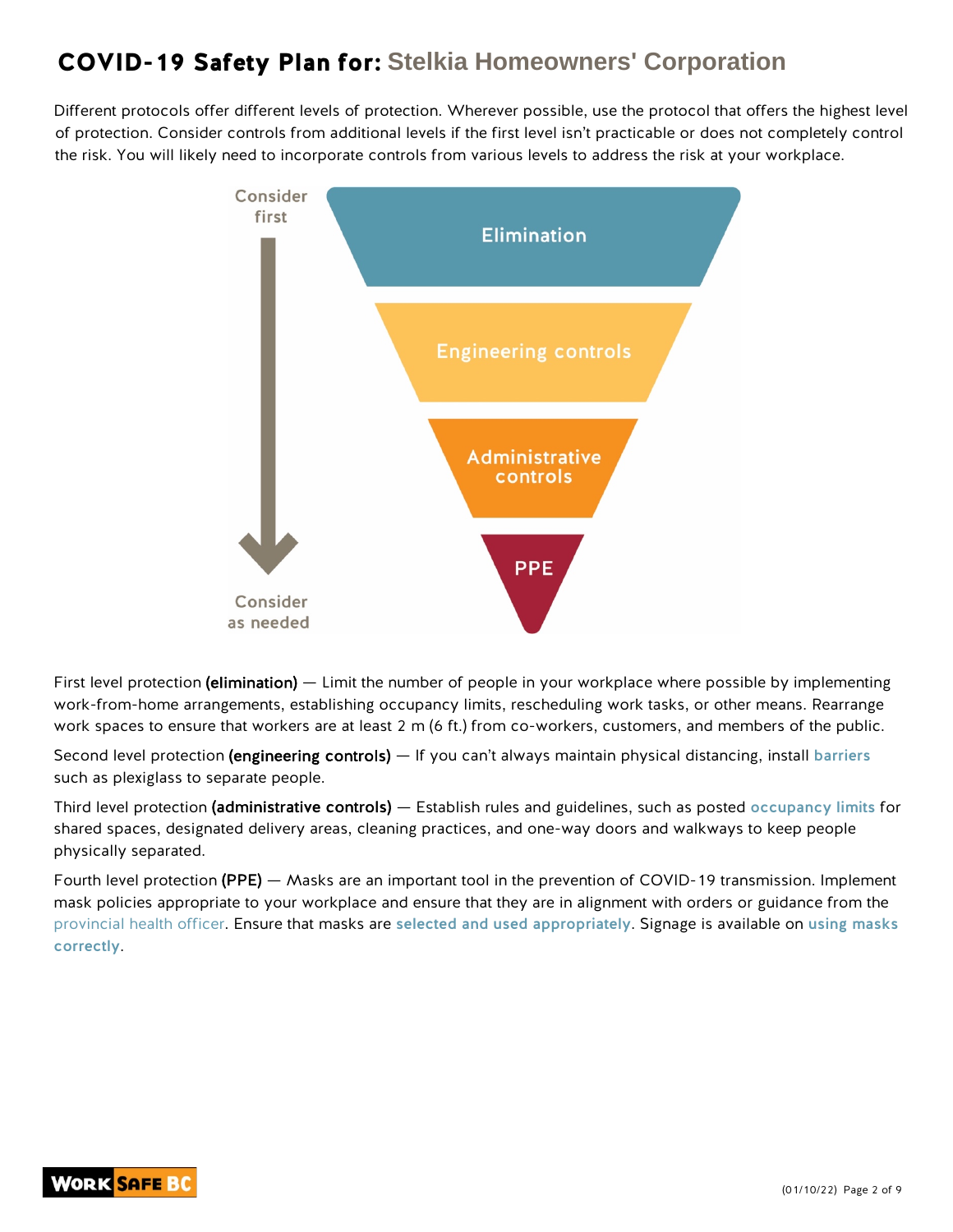# COVID-19 Safety Plan for: Stelkia Homeowners' Corporation

Different protocols offer different levels of protection. Wherever possible, use the protocol that offers the highest level of protection. Consider controls from additional levels if the first level isn't practicable or does not completely control the risk. You will likely need to incorporate controls from various levels to address the risk at your workplace.

Consider first

Elimination

Engineering controls

Administrative controls

PPE

Consider as needed

First level protection **(elimination)** — Limit the number of people in your workplace where possible by implementing work-from-home arrangements, establishing occupancy limits, rescheduling work tasks, or other means. Rearrange work spaces to ensure that workers are at least 2 m (6 ft.) from co-workers, customers, and members of the public.

Second level protection **(engineering controls)** — If you can't always maintain physical distancing, install **barriers** such as plexiglass to separate people.

Third level protection **(administrative controls)** — Establish rules and guidelines, such as posted **occupancy limits** for shared spaces, designated delivery areas, cleaning practices, and one-way doors and walkways to keep people physically separated.

Fourth level protection **(PPE)** — Masks are an important tool in the prevention of COVID-19 transmission. Implement mask policies appropriate to your workplace and ensure that they are in alignment with orders or guidance from the provincial health officer. Ensure that masks are **selected and used appropriately**. Signage is available on **using masks correctly**.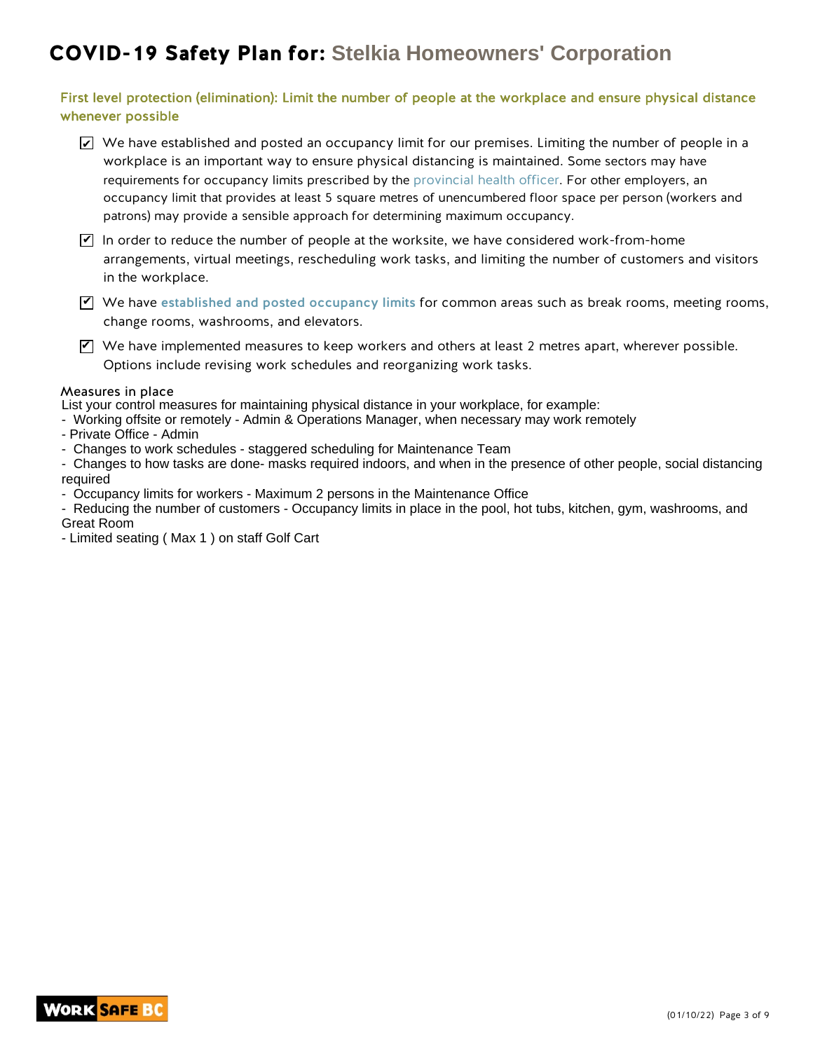# COVID-19 Safety Plan for: Stelkia Homeowners' Corporation

## First level protection (elimination): Limit the number of people at the workplace and ensure physical distance whenever possible

- [x] We have established and posted an occupancy limit for our premises. Limiting the number of people in a workplace is an important way to ensure physical distancing is maintained. Some sectors may have requirements for occupancy limits prescribed by the provincial health officer. For other employers, an occupancy limit that provides at least 5 square metres of unencumbered floor space per person (workers and patrons) may provide a sensible approach for determining maximum occupancy.
- [x] In order to reduce the number of people at the worksite, we have considered work-from-home arrangements, virtual meetings, rescheduling work tasks, and limiting the number of customers and visitors in the workplace.
- [x] We have established and posted occupancy limits for common areas such as break rooms, meeting rooms, change rooms, washrooms, and elevators.
- [x] We have implemented measures to keep workers and others at least 2 metres apart, wherever possible. Options include revising work schedules and reorganizing work tasks.

### Measures in place

List your control measures for maintaining physical distance in your workplace, for example:

- Working offsite or remotely - Admin & Operations Manager, when necessary may work remotely
- Private Office - Admin
- Changes to work schedules - staggered scheduling for Maintenance Team
- Changes to how tasks are done- masks required indoors, and when in the presence of other people, social distancing required
- Occupancy limits for workers - Maximum 2 persons in the Maintenance Office
- Reducing the number of customers - Occupancy limits in place in the pool, hot tubs, kitchen, gym, washrooms, and Great Room
- Limited seating ( Max 1 ) on staff Golf Cart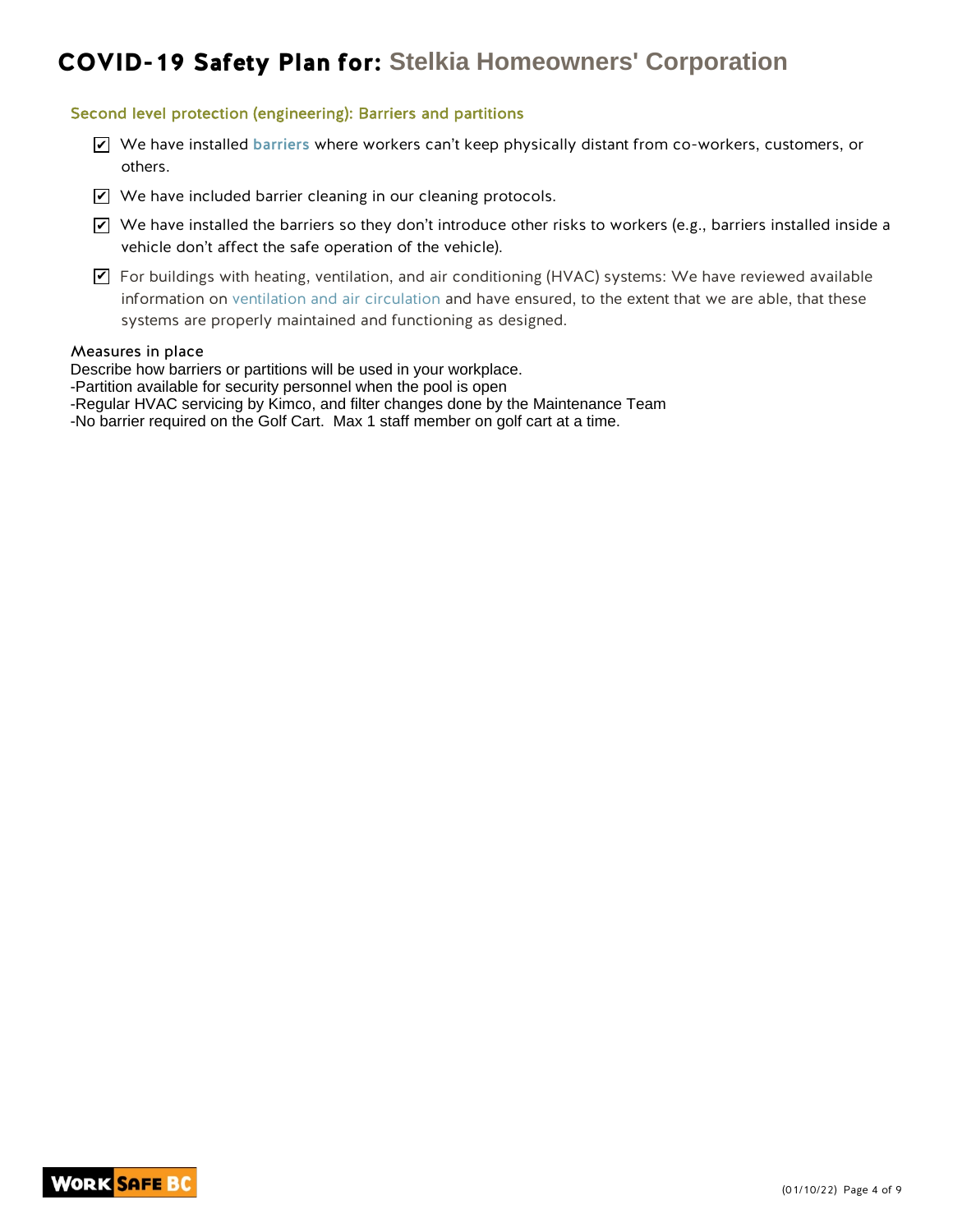# COVID-19 Safety Plan for: Stelkia Homeowners' Corporation

## Second level protection (engineering): Barriers and partitions

- [x] We have installed barriers where workers can't keep physically distant from co-workers, customers, or others.
- [x] We have included barrier cleaning in our cleaning protocols.
- [x] We have installed the barriers so they don't introduce other risks to workers (e.g., barriers installed inside a vehicle don't affect the safe operation of the vehicle).
- [x] For buildings with heating, ventilation, and air conditioning (HVAC) systems: We have reviewed available information on ventilation and air circulation and have ensured, to the extent that we are able, that these systems are properly maintained and functioning as designed.

### Measures in place

Describe how barriers or partitions will be used in your workplace.

-Partition available for security personnel when the pool is open

-Regular HVAC servicing by Kimco, and filter changes done by the Maintenance Team

-No barrier required on the Golf Cart. Max 1 staff member on golf cart at a time.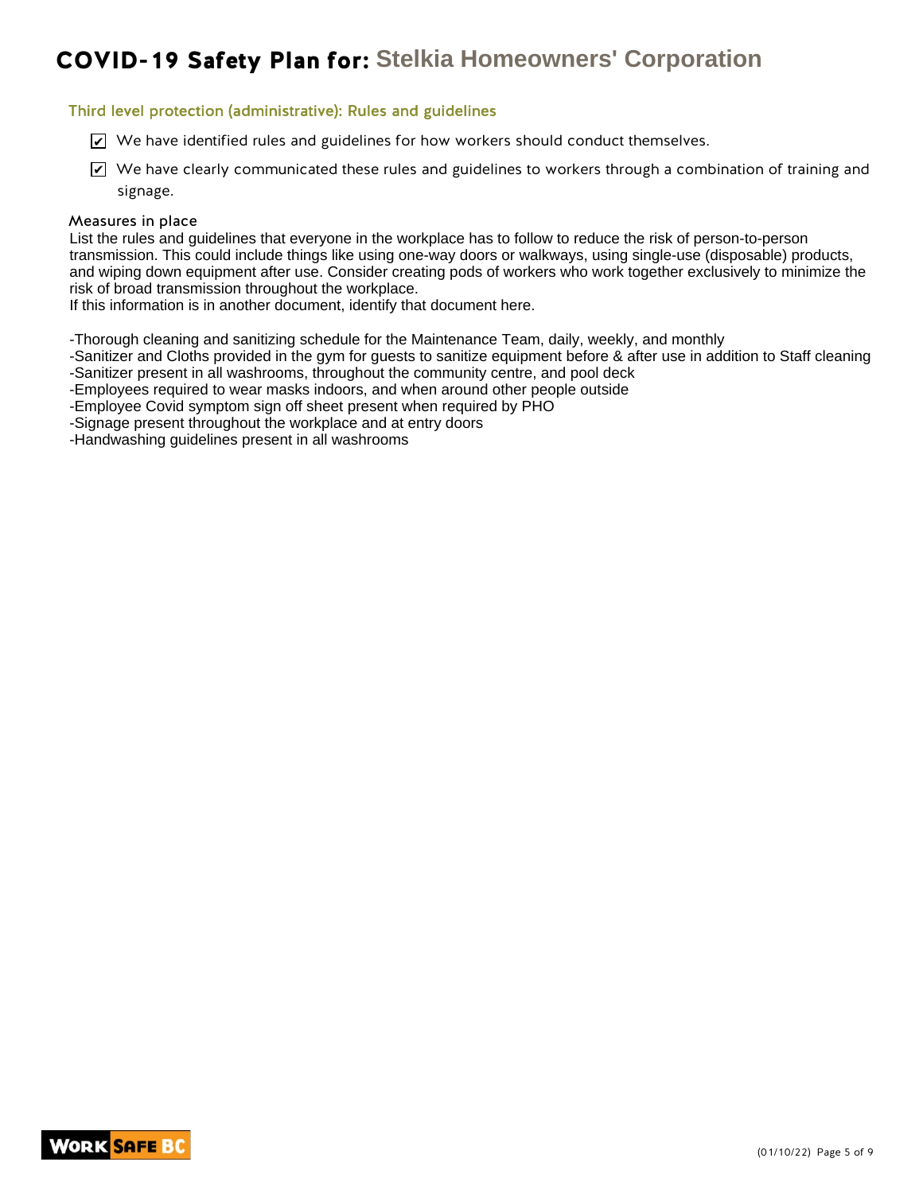# COVID-19 Safety Plan for: Stelkia Homeowners' Corporation

## Third level protection (administrative): Rules and guidelines

- [x] We have identified rules and guidelines for how workers should conduct themselves.
- [x] We have clearly communicated these rules and guidelines to workers through a combination of training and signage.

### Measures in place

List the rules and guidelines that everyone in the workplace has to follow to reduce the risk of person-to-person transmission. This could include things like using one-way doors or walkways, using single-use (disposable) products, and wiping down equipment after use. Consider creating pods of workers who work together exclusively to minimize the risk of broad transmission throughout the workplace.
If this information is in another document, identify that document here.

-Thorough cleaning and sanitizing schedule for the Maintenance Team, daily, weekly, and monthly
-Sanitizer and Cloths provided in the gym for guests to sanitize equipment before & after use in addition to Staff cleaning
-Sanitizer present in all washrooms, throughout the community centre, and pool deck
-Employees required to wear masks indoors, and when around other people outside
-Employee Covid symptom sign off sheet present when required by PHO
-Signage present throughout the workplace and at entry doors
-Handwashing guidelines present in all washrooms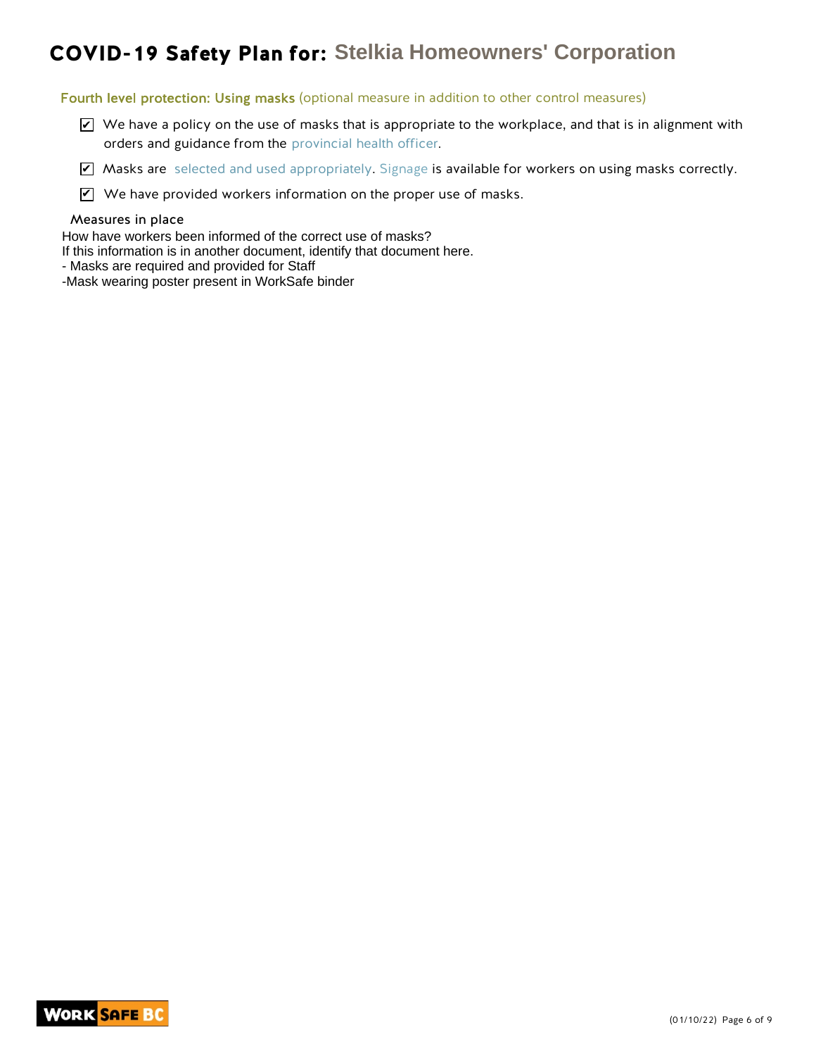# COVID-19 Safety Plan for: Stelkia Homeowners' Corporation

### Fourth level protection: Using masks (optional measure in addition to other control measures)

- ☑ We have a policy on the use of masks that is appropriate to the workplace, and that is in alignment with orders and guidance from the provincial health officer.
- ☑ Masks are selected and used appropriately. Signage is available for workers on using masks correctly.
- ☑ We have provided workers information on the proper use of masks.

**Measures in place**

How have workers been informed of the correct use of masks?
If this information is in another document, identify that document here.

- Masks are required and provided for Staff
-Mask wearing poster present in WorkSafe binder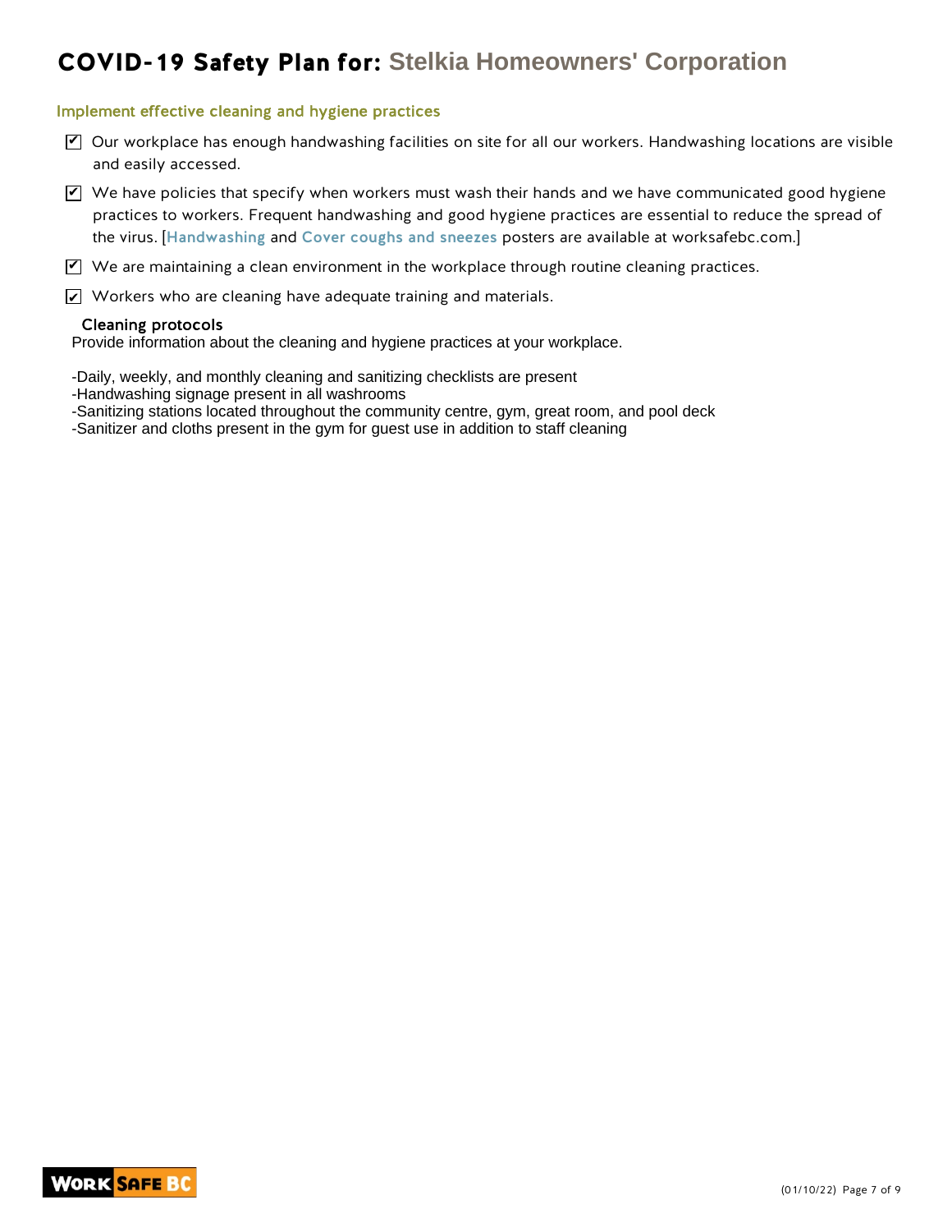# COVID-19 Safety Plan for: Stelkia Homeowners' Corporation

## Implement effective cleaning and hygiene practices

- ☑ Our workplace has enough handwashing facilities on site for all our workers. Handwashing locations are visible and easily accessed.
- ☑ We have policies that specify when workers must wash their hands and we have communicated good hygiene practices to workers. Frequent handwashing and good hygiene practices are essential to reduce the spread of the virus. [**Handwashing** and **Cover coughs and sneezes** posters are available at worksafebc.com.]
- ☑ We are maintaining a clean environment in the workplace through routine cleaning practices.
- ☑ Workers who are cleaning have adequate training and materials.

### Cleaning protocols

Provide information about the cleaning and hygiene practices at your workplace.

-Daily, weekly, and monthly cleaning and sanitizing checklists are present
-Handwashing signage present in all washrooms
-Sanitizing stations located throughout the community centre, gym, great room, and pool deck
-Sanitizer and cloths present in the gym for guest use in addition to staff cleaning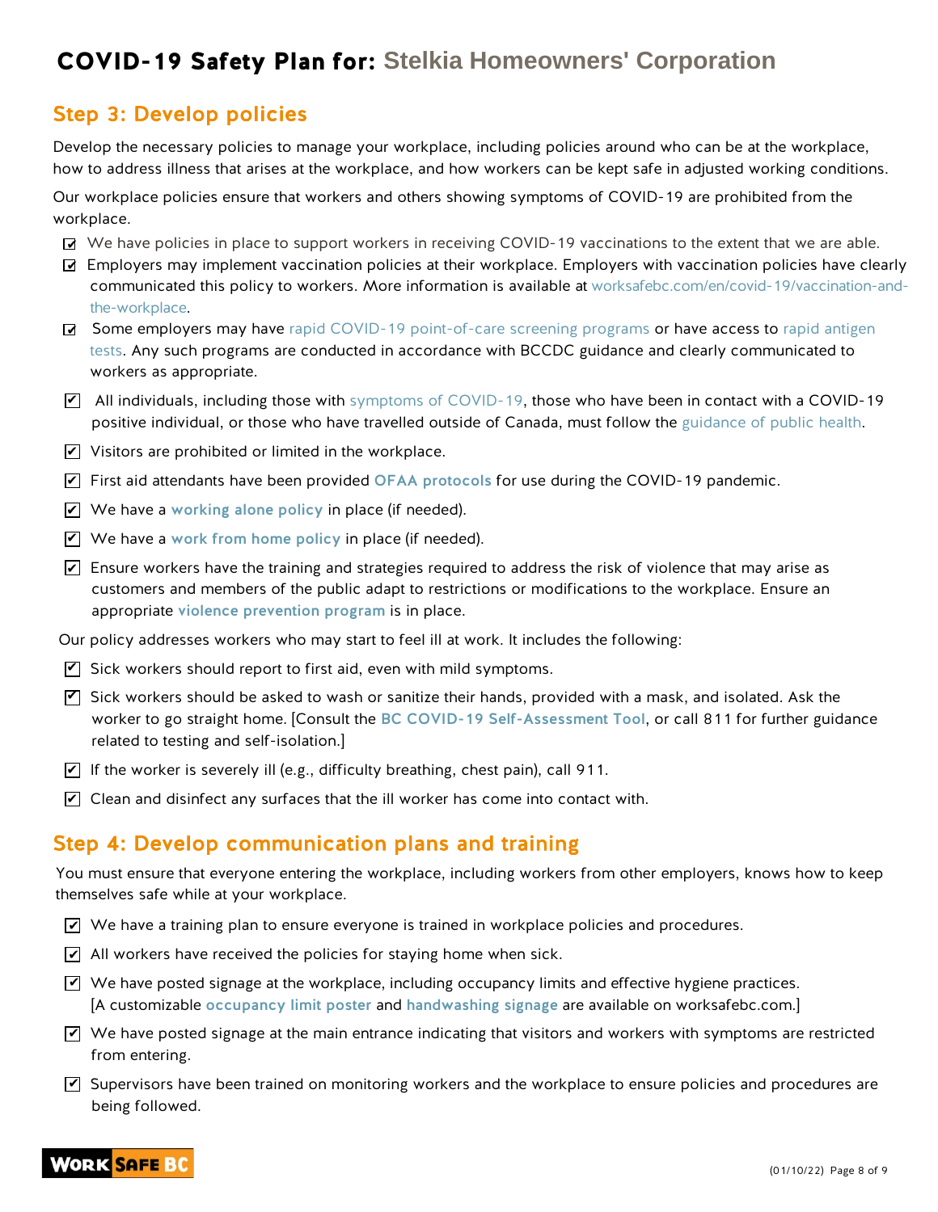# COVID-19 Safety Plan for: Stelkia Homeowners' Corporation

## Step 3: Develop policies

Develop the necessary policies to manage your workplace, including policies around who can be at the workplace, how to address illness that arises at the workplace, and how workers can be kept safe in adjusted working conditions.

Our workplace policies ensure that workers and others showing symptoms of COVID-19 are prohibited from the workplace.

- ☑ We have policies in place to support workers in receiving COVID-19 vaccinations to the extent that we are able.
- ☑ Employers may implement vaccination policies at their workplace. Employers with vaccination policies have clearly communicated this policy to workers. More information is available at worksafebc.com/en/covid-19/vaccination-and-the-workplace.
- ☑ Some employers may have rapid COVID-19 point-of-care screening programs or have access to rapid antigen tests. Any such programs are conducted in accordance with BCCDC guidance and clearly communicated to workers as appropriate.
- ☑ All individuals, including those with symptoms of COVID-19, those who have been in contact with a COVID-19 positive individual, or those who have travelled outside of Canada, must follow the guidance of public health.
- ☑ Visitors are prohibited or limited in the workplace.
- ☑ First aid attendants have been provided **OFAA protocols** for use during the COVID-19 pandemic.
- ☑ We have a **working alone policy** in place (if needed).
- ☑ We have a **work from home policy** in place (if needed).
- ☑ Ensure workers have the training and strategies required to address the risk of violence that may arise as customers and members of the public adapt to restrictions or modifications to the workplace. Ensure an appropriate **violence prevention program** is in place.

Our policy addresses workers who may start to feel ill at work. It includes the following:

- ☑ Sick workers should report to first aid, even with mild symptoms.
- ☑ Sick workers should be asked to wash or sanitize their hands, provided with a mask, and isolated. Ask the worker to go straight home. [Consult the **BC COVID-19 Self-Assessment Tool**, or call 811 for further guidance related to testing and self-isolation.]
- ☑ If the worker is severely ill (e.g., difficulty breathing, chest pain), call 911.
- ☑ Clean and disinfect any surfaces that the ill worker has come into contact with.

## Step 4: Develop communication plans and training

You must ensure that everyone entering the workplace, including workers from other employers, knows how to keep themselves safe while at your workplace.

- ☑ We have a training plan to ensure everyone is trained in workplace policies and procedures.
- ☑ All workers have received the policies for staying home when sick.
- ☑ We have posted signage at the workplace, including occupancy limits and effective hygiene practices. [A customizable **occupancy limit poster** and **handwashing signage** are available on worksafebc.com.]
- ☑ We have posted signage at the main entrance indicating that visitors and workers with symptoms are restricted from entering.
- ☑ Supervisors have been trained on monitoring workers and the workplace to ensure policies and procedures are being followed.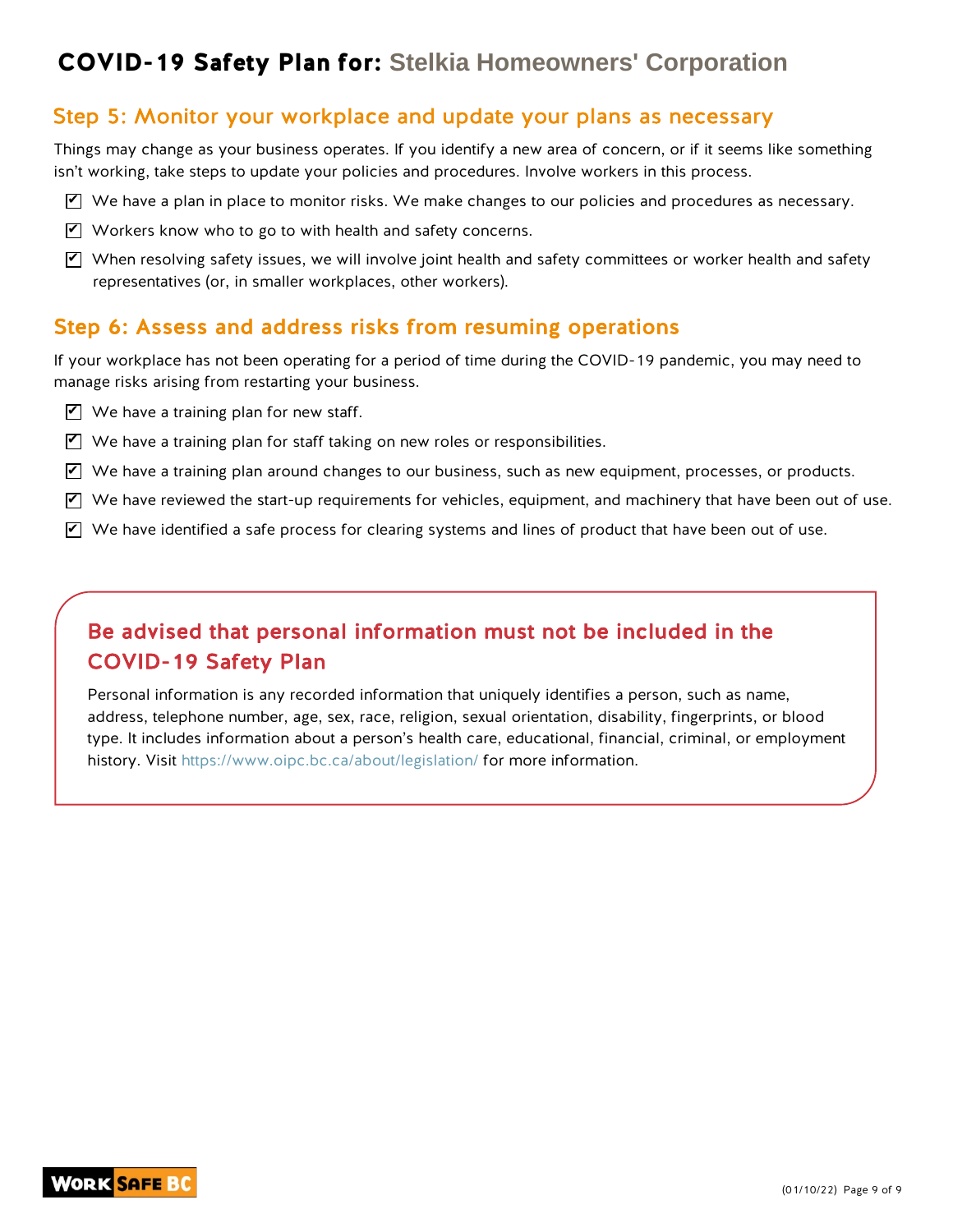# COVID-19 Safety Plan for: Stelkia Homeowners' Corporation

## Step 5: Monitor your workplace and update your plans as necessary

Things may change as your business operates. If you identify a new area of concern, or if it seems like something isn't working, take steps to update your policies and procedures. Involve workers in this process.

- [x] We have a plan in place to monitor risks. We make changes to our policies and procedures as necessary.
- [x] Workers know who to go to with health and safety concerns.
- [x] When resolving safety issues, we will involve joint health and safety committees or worker health and safety representatives (or, in smaller workplaces, other workers).

## Step 6: Assess and address risks from resuming operations

If your workplace has not been operating for a period of time during the COVID-19 pandemic, you may need to manage risks arising from restarting your business.

- [x] We have a training plan for new staff.
- [x] We have a training plan for staff taking on new roles or responsibilities.
- [x] We have a training plan around changes to our business, such as new equipment, processes, or products.
- [x] We have reviewed the start-up requirements for vehicles, equipment, and machinery that have been out of use.
- [x] We have identified a safe process for clearing systems and lines of product that have been out of use.

### Be advised that personal information must not be included in the COVID-19 Safety Plan

Personal information is any recorded information that uniquely identifies a person, such as name, address, telephone number, age, sex, race, religion, sexual orientation, disability, fingerprints, or blood type. It includes information about a person's health care, educational, financial, criminal, or employment history. Visit https://www.oipc.bc.ca/about/legislation/ for more information.